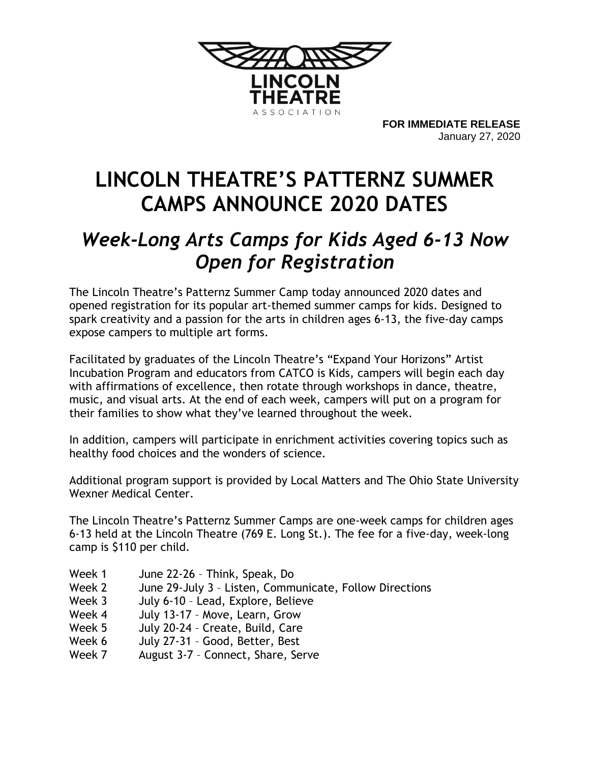LINCOLN THEATRE ASSOCIATION

**FOR IMMEDIATE RELEASE**
January 27, 2020

# LINCOLN THEATRE'S PATTERNZ SUMMER CAMPS ANNOUNCE 2020 DATES

## *Week-Long Arts Camps for Kids Aged 6-13 Now Open for Registration*

The Lincoln Theatre's Patternz Summer Camp today announced 2020 dates and opened registration for its popular art-themed summer camps for kids. Designed to spark creativity and a passion for the arts in children ages 6-13, the five-day camps expose campers to multiple art forms.

Facilitated by graduates of the Lincoln Theatre's "Expand Your Horizons" Artist Incubation Program and educators from CATCO is Kids, campers will begin each day with affirmations of excellence, then rotate through workshops in dance, theatre, music, and visual arts. At the end of each week, campers will put on a program for their families to show what they've learned throughout the week.

In addition, campers will participate in enrichment activities covering topics such as healthy food choices and the wonders of science.

Additional program support is provided by Local Matters and The Ohio State University Wexner Medical Center.

The Lincoln Theatre's Patternz Summer Camps are one-week camps for children ages 6-13 held at the Lincoln Theatre (769 E. Long St.). The fee for a five-day, week-long camp is $110 per child.

- Week 1 June 22-26 – Think, Speak, Do
- Week 2 June 29-July 3 – Listen, Communicate, Follow Directions
- Week 3 July 6-10 – Lead, Explore, Believe
- Week 4 July 13-17 – Move, Learn, Grow
- Week 5 July 20-24 – Create, Build, Care
- Week 6 July 27-31 – Good, Better, Best
- Week 7 August 3-7 – Connect, Share, Serve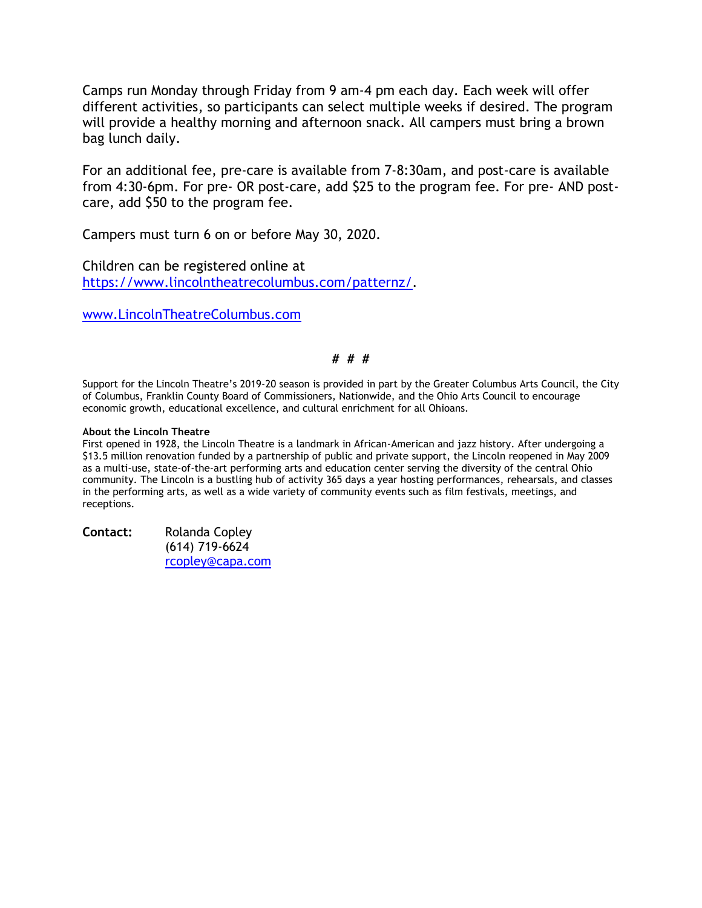Camps run Monday through Friday from 9 am-4 pm each day. Each week will offer different activities, so participants can select multiple weeks if desired. The program will provide a healthy morning and afternoon snack. All campers must bring a brown bag lunch daily.

For an additional fee, pre-care is available from 7-8:30am, and post-care is available from 4:30-6pm. For pre- OR post-care, add $25 to the program fee. For pre- AND post-care, add $50 to the program fee.

Campers must turn 6 on or before May 30, 2020.

Children can be registered online at https://www.lincolntheatrecolumbus.com/patternz/.

www.LincolnTheatreColumbus.com

# # #

Support for the Lincoln Theatre's 2019-20 season is provided in part by the Greater Columbus Arts Council, the City of Columbus, Franklin County Board of Commissioners, Nationwide, and the Ohio Arts Council to encourage economic growth, educational excellence, and cultural enrichment for all Ohioans.

**About the Lincoln Theatre**
First opened in 1928, the Lincoln Theatre is a landmark in African-American and jazz history. After undergoing a $13.5 million renovation funded by a partnership of public and private support, the Lincoln reopened in May 2009 as a multi-use, state-of-the-art performing arts and education center serving the diversity of the central Ohio community. The Lincoln is a bustling hub of activity 365 days a year hosting performances, rehearsals, and classes in the performing arts, as well as a wide variety of community events such as film festivals, meetings, and receptions.

**Contact:** Rolanda Copley
(614) 719-6624
rcopley@capa.com